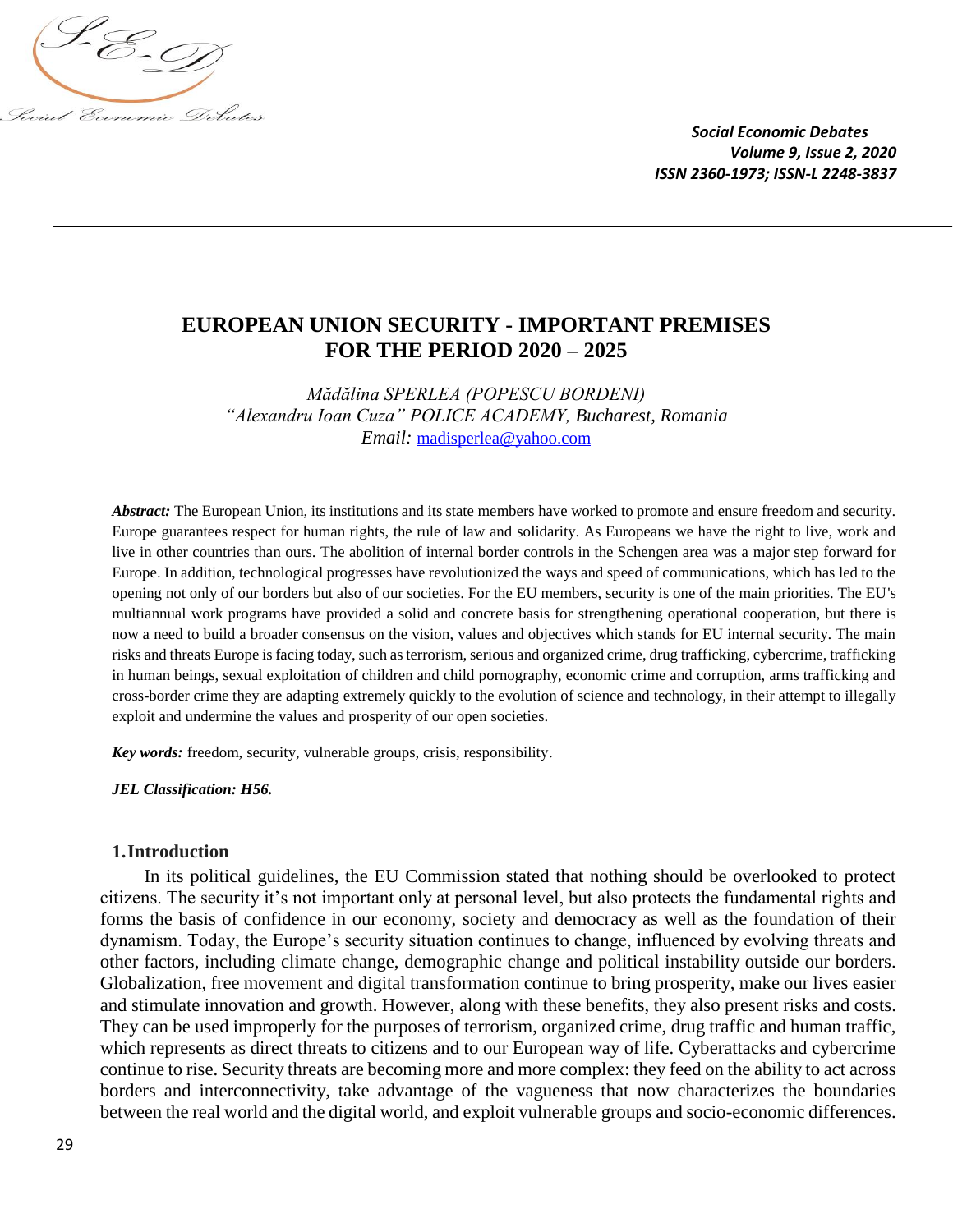# EUROPEAN UNION SECURITY - IMPORTANT PREMISES FOR THE PERIOD 2020 – 2025

*Mădălina SPERLEA (POPESCU BORDENI)*
*"Alexandru Ioan Cuza" POLICE ACADEMY, Bucharest, Romania*
*Email:* madisperlea@yahoo.com

***Abstract:*** The European Union, its institutions and its state members have worked to promote and ensure freedom and security. Europe guarantees respect for human rights, the rule of law and solidarity. As Europeans we have the right to live, work and live in other countries than ours. The abolition of internal border controls in the Schengen area was a major step forward for Europe. In addition, technological progresses have revolutionized the ways and speed of communications, which has led to the opening not only of our borders but also of our societies. For the EU members, security is one of the main priorities. The EU's multiannual work programs have provided a solid and concrete basis for strengthening operational cooperation, but there is now a need to build a broader consensus on the vision, values and objectives which stands for EU internal security. The main risks and threats Europe is facing today, such as terrorism, serious and organized crime, drug trafficking, cybercrime, trafficking in human beings, sexual exploitation of children and child pornography, economic crime and corruption, arms trafficking and cross-border crime they are adapting extremely quickly to the evolution of science and technology, in their attempt to illegally exploit and undermine the values and prosperity of our open societies.

***Key words:*** freedom, security, vulnerable groups, crisis, responsibility.

***JEL Classification: H56.***

## 1. Introduction

In its political guidelines, the EU Commission stated that nothing should be overlooked to protect citizens. The security it's not important only at personal level, but also protects the fundamental rights and forms the basis of confidence in our economy, society and democracy as well as the foundation of their dynamism. Today, the Europe's security situation continues to change, influenced by evolving threats and other factors, including climate change, demographic change and political instability outside our borders. Globalization, free movement and digital transformation continue to bring prosperity, make our lives easier and stimulate innovation and growth. However, along with these benefits, they also present risks and costs. They can be used improperly for the purposes of terrorism, organized crime, drug traffic and human traffic, which represents as direct threats to citizens and to our European way of life. Cyberattacks and cybercrime continue to rise. Security threats are becoming more and more complex: they feed on the ability to act across borders and interconnectivity, take advantage of the vagueness that now characterizes the boundaries between the real world and the digital world, and exploit vulnerable groups and socio-economic differences.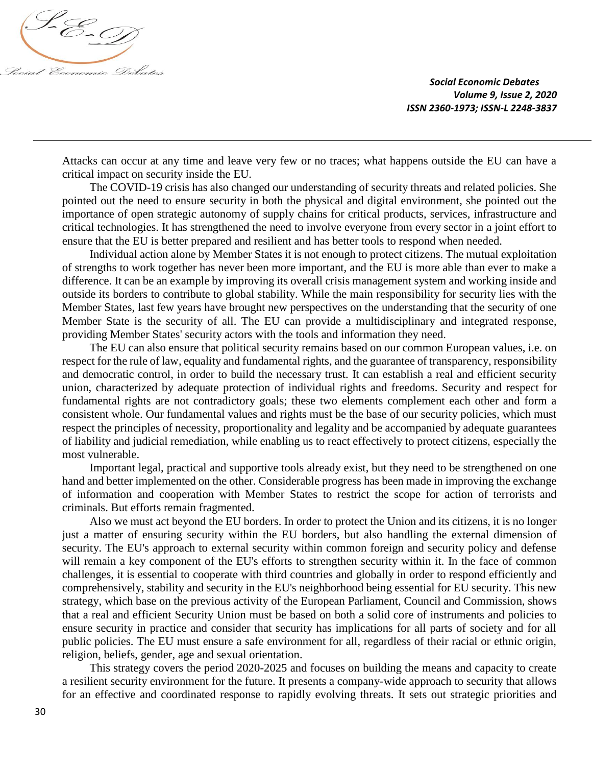Attacks can occur at any time and leave very few or no traces; what happens outside the EU can have a critical impact on security inside the EU.

The COVID-19 crisis has also changed our understanding of security threats and related policies. She pointed out the need to ensure security in both the physical and digital environment, she pointed out the importance of open strategic autonomy of supply chains for critical products, services, infrastructure and critical technologies. It has strengthened the need to involve everyone from every sector in a joint effort to ensure that the EU is better prepared and resilient and has better tools to respond when needed.

Individual action alone by Member States it is not enough to protect citizens. The mutual exploitation of strengths to work together has never been more important, and the EU is more able than ever to make a difference. It can be an example by improving its overall crisis management system and working inside and outside its borders to contribute to global stability. While the main responsibility for security lies with the Member States, last few years have brought new perspectives on the understanding that the security of one Member State is the security of all. The EU can provide a multidisciplinary and integrated response, providing Member States' security actors with the tools and information they need.

The EU can also ensure that political security remains based on our common European values, i.e. on respect for the rule of law, equality and fundamental rights, and the guarantee of transparency, responsibility and democratic control, in order to build the necessary trust. It can establish a real and efficient security union, characterized by adequate protection of individual rights and freedoms. Security and respect for fundamental rights are not contradictory goals; these two elements complement each other and form a consistent whole. Our fundamental values and rights must be the base of our security policies, which must respect the principles of necessity, proportionality and legality and be accompanied by adequate guarantees of liability and judicial remediation, while enabling us to react effectively to protect citizens, especially the most vulnerable.

Important legal, practical and supportive tools already exist, but they need to be strengthened on one hand and better implemented on the other. Considerable progress has been made in improving the exchange of information and cooperation with Member States to restrict the scope for action of terrorists and criminals. But efforts remain fragmented.

Also we must act beyond the EU borders. In order to protect the Union and its citizens, it is no longer just a matter of ensuring security within the EU borders, but also handling the external dimension of security. The EU's approach to external security within common foreign and security policy and defense will remain a key component of the EU's efforts to strengthen security within it. In the face of common challenges, it is essential to cooperate with third countries and globally in order to respond efficiently and comprehensively, stability and security in the EU's neighborhood being essential for EU security. This new strategy, which base on the previous activity of the European Parliament, Council and Commission, shows that a real and efficient Security Union must be based on both a solid core of instruments and policies to ensure security in practice and consider that security has implications for all parts of society and for all public policies. The EU must ensure a safe environment for all, regardless of their racial or ethnic origin, religion, beliefs, gender, age and sexual orientation.

This strategy covers the period 2020-2025 and focuses on building the means and capacity to create a resilient security environment for the future. It presents a company-wide approach to security that allows for an effective and coordinated response to rapidly evolving threats. It sets out strategic priorities and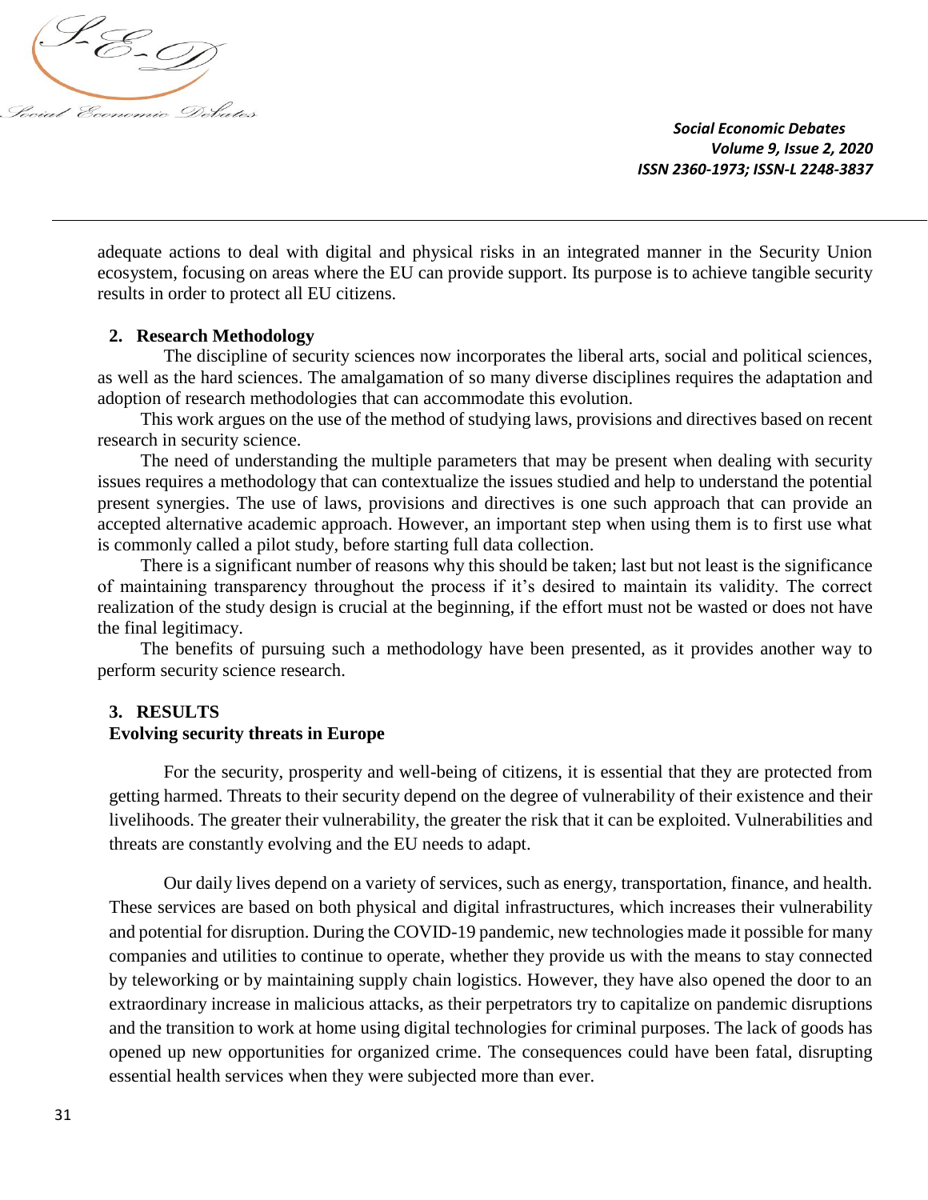adequate actions to deal with digital and physical risks in an integrated manner in the Security Union ecosystem, focusing on areas where the EU can provide support. Its purpose is to achieve tangible security results in order to protect all EU citizens.

## 2. Research Methodology

The discipline of security sciences now incorporates the liberal arts, social and political sciences, as well as the hard sciences. The amalgamation of so many diverse disciplines requires the adaptation and adoption of research methodologies that can accommodate this evolution.

This work argues on the use of the method of studying laws, provisions and directives based on recent research in security science.

The need of understanding the multiple parameters that may be present when dealing with security issues requires a methodology that can contextualize the issues studied and help to understand the potential present synergies. The use of laws, provisions and directives is one such approach that can provide an accepted alternative academic approach. However, an important step when using them is to first use what is commonly called a pilot study, before starting full data collection.

There is a significant number of reasons why this should be taken; last but not least is the significance of maintaining transparency throughout the process if it's desired to maintain its validity. The correct realization of the study design is crucial at the beginning, if the effort must not be wasted or does not have the final legitimacy.

The benefits of pursuing such a methodology have been presented, as it provides another way to perform security science research.

## 3. RESULTS

### Evolving security threats in Europe

For the security, prosperity and well-being of citizens, it is essential that they are protected from getting harmed. Threats to their security depend on the degree of vulnerability of their existence and their livelihoods. The greater their vulnerability, the greater the risk that it can be exploited. Vulnerabilities and threats are constantly evolving and the EU needs to adapt.

Our daily lives depend on a variety of services, such as energy, transportation, finance, and health. These services are based on both physical and digital infrastructures, which increases their vulnerability and potential for disruption. During the COVID-19 pandemic, new technologies made it possible for many companies and utilities to continue to operate, whether they provide us with the means to stay connected by teleworking or by maintaining supply chain logistics. However, they have also opened the door to an extraordinary increase in malicious attacks, as their perpetrators try to capitalize on pandemic disruptions and the transition to work at home using digital technologies for criminal purposes. The lack of goods has opened up new opportunities for organized crime. The consequences could have been fatal, disrupting essential health services when they were subjected more than ever.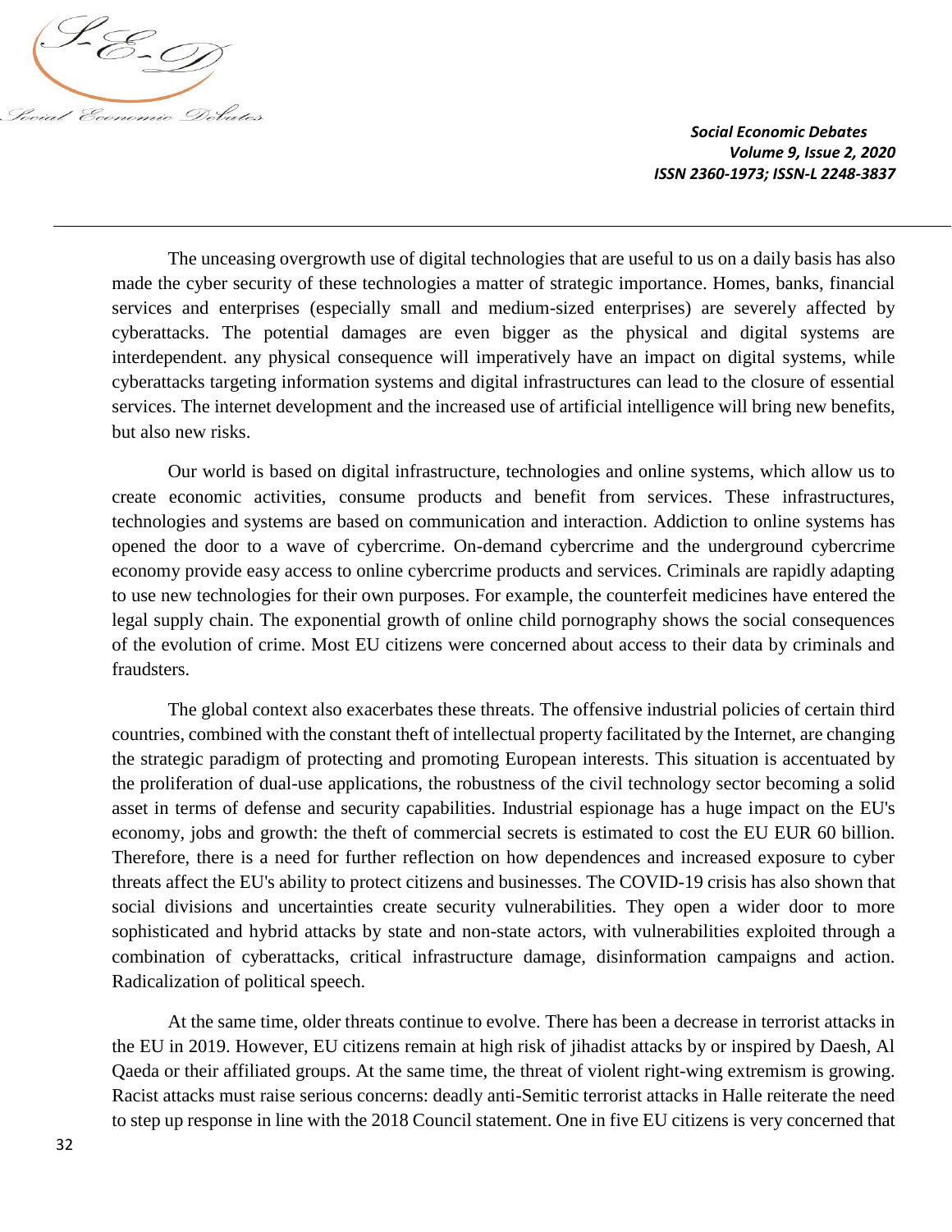The unceasing overgrowth use of digital technologies that are useful to us on a daily basis has also made the cyber security of these technologies a matter of strategic importance. Homes, banks, financial services and enterprises (especially small and medium-sized enterprises) are severely affected by cyberattacks. The potential damages are even bigger as the physical and digital systems are interdependent. any physical consequence will imperatively have an impact on digital systems, while cyberattacks targeting information systems and digital infrastructures can lead to the closure of essential services. The internet development and the increased use of artificial intelligence will bring new benefits, but also new risks.

Our world is based on digital infrastructure, technologies and online systems, which allow us to create economic activities, consume products and benefit from services. These infrastructures, technologies and systems are based on communication and interaction. Addiction to online systems has opened the door to a wave of cybercrime. On-demand cybercrime and the underground cybercrime economy provide easy access to online cybercrime products and services. Criminals are rapidly adapting to use new technologies for their own purposes. For example, the counterfeit medicines have entered the legal supply chain. The exponential growth of online child pornography shows the social consequences of the evolution of crime. Most EU citizens were concerned about access to their data by criminals and fraudsters.

The global context also exacerbates these threats. The offensive industrial policies of certain third countries, combined with the constant theft of intellectual property facilitated by the Internet, are changing the strategic paradigm of protecting and promoting European interests. This situation is accentuated by the proliferation of dual-use applications, the robustness of the civil technology sector becoming a solid asset in terms of defense and security capabilities. Industrial espionage has a huge impact on the EU's economy, jobs and growth: the theft of commercial secrets is estimated to cost the EU EUR 60 billion. Therefore, there is a need for further reflection on how dependences and increased exposure to cyber threats affect the EU's ability to protect citizens and businesses. The COVID-19 crisis has also shown that social divisions and uncertainties create security vulnerabilities. They open a wider door to more sophisticated and hybrid attacks by state and non-state actors, with vulnerabilities exploited through a combination of cyberattacks, critical infrastructure damage, disinformation campaigns and action. Radicalization of political speech.

At the same time, older threats continue to evolve. There has been a decrease in terrorist attacks in the EU in 2019. However, EU citizens remain at high risk of jihadist attacks by or inspired by Daesh, Al Qaeda or their affiliated groups. At the same time, the threat of violent right-wing extremism is growing. Racist attacks must raise serious concerns: deadly anti-Semitic terrorist attacks in Halle reiterate the need to step up response in line with the 2018 Council statement. One in five EU citizens is very concerned that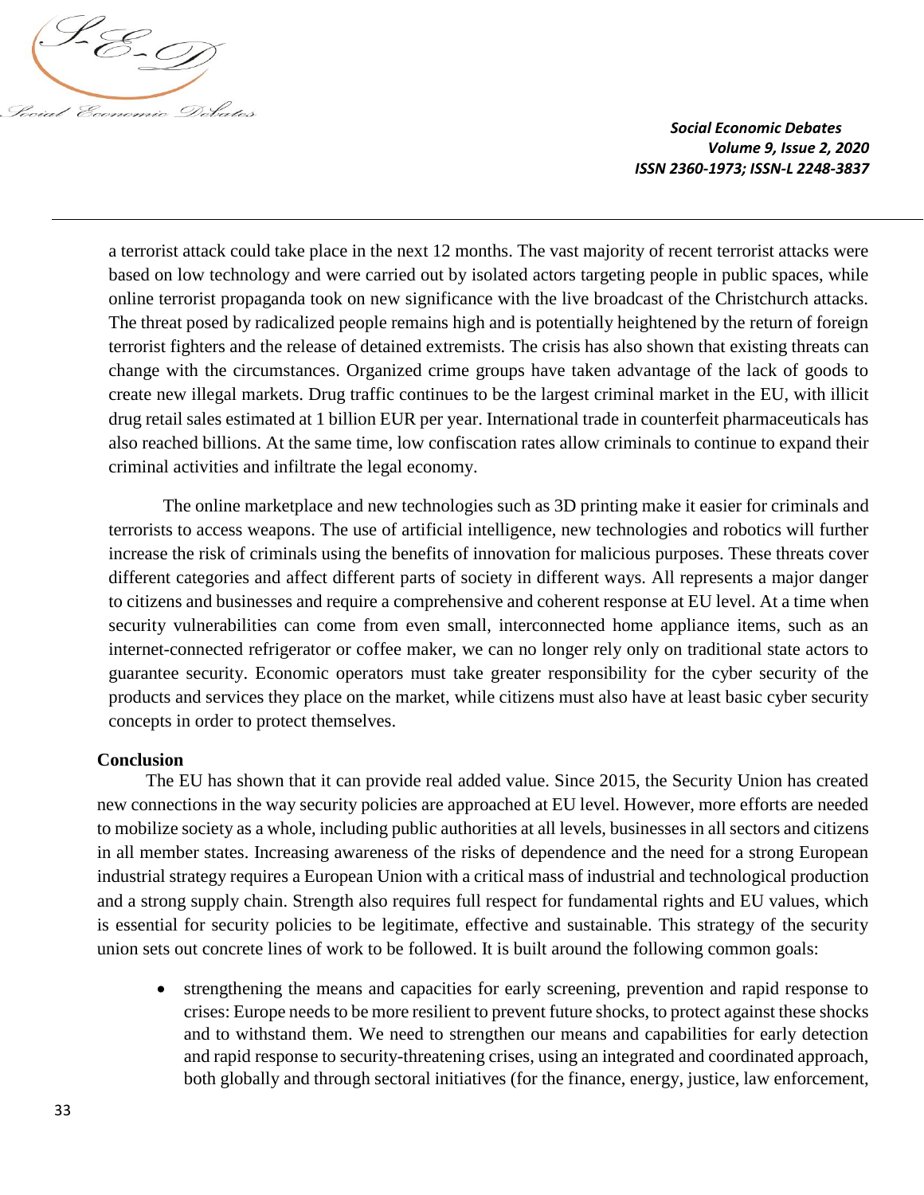a terrorist attack could take place in the next 12 months. The vast majority of recent terrorist attacks were based on low technology and were carried out by isolated actors targeting people in public spaces, while online terrorist propaganda took on new significance with the live broadcast of the Christchurch attacks. The threat posed by radicalized people remains high and is potentially heightened by the return of foreign terrorist fighters and the release of detained extremists. The crisis has also shown that existing threats can change with the circumstances. Organized crime groups have taken advantage of the lack of goods to create new illegal markets. Drug traffic continues to be the largest criminal market in the EU, with illicit drug retail sales estimated at 1 billion EUR per year. International trade in counterfeit pharmaceuticals has also reached billions. At the same time, low confiscation rates allow criminals to continue to expand their criminal activities and infiltrate the legal economy.

The online marketplace and new technologies such as 3D printing make it easier for criminals and terrorists to access weapons. The use of artificial intelligence, new technologies and robotics will further increase the risk of criminals using the benefits of innovation for malicious purposes. These threats cover different categories and affect different parts of society in different ways. All represents a major danger to citizens and businesses and require a comprehensive and coherent response at EU level. At a time when security vulnerabilities can come from even small, interconnected home appliance items, such as an internet-connected refrigerator or coffee maker, we can no longer rely only on traditional state actors to guarantee security. Economic operators must take greater responsibility for the cyber security of the products and services they place on the market, while citizens must also have at least basic cyber security concepts in order to protect themselves.

## Conclusion

The EU has shown that it can provide real added value. Since 2015, the Security Union has created new connections in the way security policies are approached at EU level. However, more efforts are needed to mobilize society as a whole, including public authorities at all levels, businesses in all sectors and citizens in all member states. Increasing awareness of the risks of dependence and the need for a strong European industrial strategy requires a European Union with a critical mass of industrial and technological production and a strong supply chain. Strength also requires full respect for fundamental rights and EU values, which is essential for security policies to be legitimate, effective and sustainable. This strategy of the security union sets out concrete lines of work to be followed. It is built around the following common goals:

- strengthening the means and capacities for early screening, prevention and rapid response to crises: Europe needs to be more resilient to prevent future shocks, to protect against these shocks and to withstand them. We need to strengthen our means and capabilities for early detection and rapid response to security-threatening crises, using an integrated and coordinated approach, both globally and through sectoral initiatives (for the finance, energy, justice, law enforcement,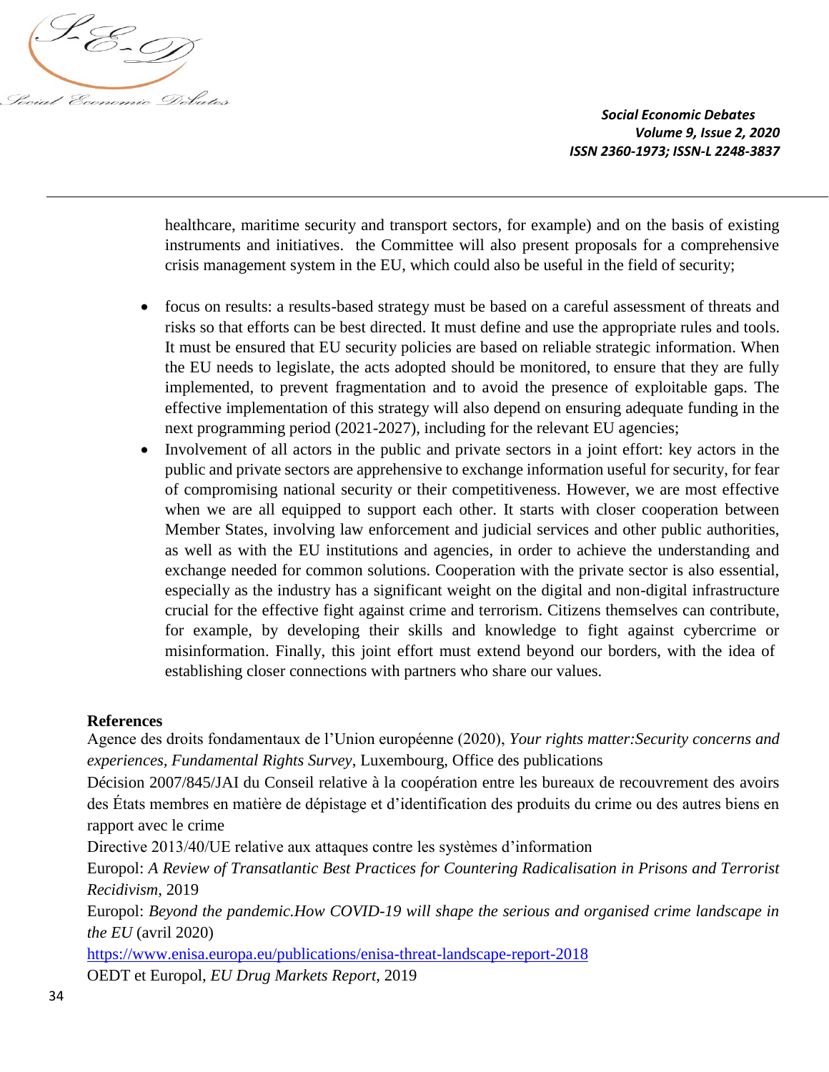healthcare, maritime security and transport sectors, for example) and on the basis of existing instruments and initiatives. the Committee will also present proposals for a comprehensive crisis management system in the EU, which could also be useful in the field of security;

- focus on results: a results-based strategy must be based on a careful assessment of threats and risks so that efforts can be best directed. It must define and use the appropriate rules and tools. It must be ensured that EU security policies are based on reliable strategic information. When the EU needs to legislate, the acts adopted should be monitored, to ensure that they are fully implemented, to prevent fragmentation and to avoid the presence of exploitable gaps. The effective implementation of this strategy will also depend on ensuring adequate funding in the next programming period (2021-2027), including for the relevant EU agencies;
- Involvement of all actors in the public and private sectors in a joint effort: key actors in the public and private sectors are apprehensive to exchange information useful for security, for fear of compromising national security or their competitiveness. However, we are most effective when we are all equipped to support each other. It starts with closer cooperation between Member States, involving law enforcement and judicial services and other public authorities, as well as with the EU institutions and agencies, in order to achieve the understanding and exchange needed for common solutions. Cooperation with the private sector is also essential, especially as the industry has a significant weight on the digital and non-digital infrastructure crucial for the effective fight against crime and terrorism. Citizens themselves can contribute, for example, by developing their skills and knowledge to fight against cybercrime or misinformation. Finally, this joint effort must extend beyond our borders, with the idea of establishing closer connections with partners who share our values.

**References**

Agence des droits fondamentaux de l'Union européenne (2020), *Your rights matter:Security concerns and experiences, Fundamental Rights Survey*, Luxembourg, Office des publications

Décision 2007/845/JAI du Conseil relative à la coopération entre les bureaux de recouvrement des avoirs des États membres en matière de dépistage et d'identification des produits du crime ou des autres biens en rapport avec le crime

Directive 2013/40/UE relative aux attaques contre les systèmes d'information

Europol: *A Review of Transatlantic Best Practices for Countering Radicalisation in Prisons and Terrorist Recidivism*, 2019

Europol: *Beyond the pandemic.How COVID-19 will shape the serious and organised crime landscape in the EU* (avril 2020)

https://www.enisa.europa.eu/publications/enisa-threat-landscape-report-2018

OEDT et Europol, *EU Drug Markets Report*, 2019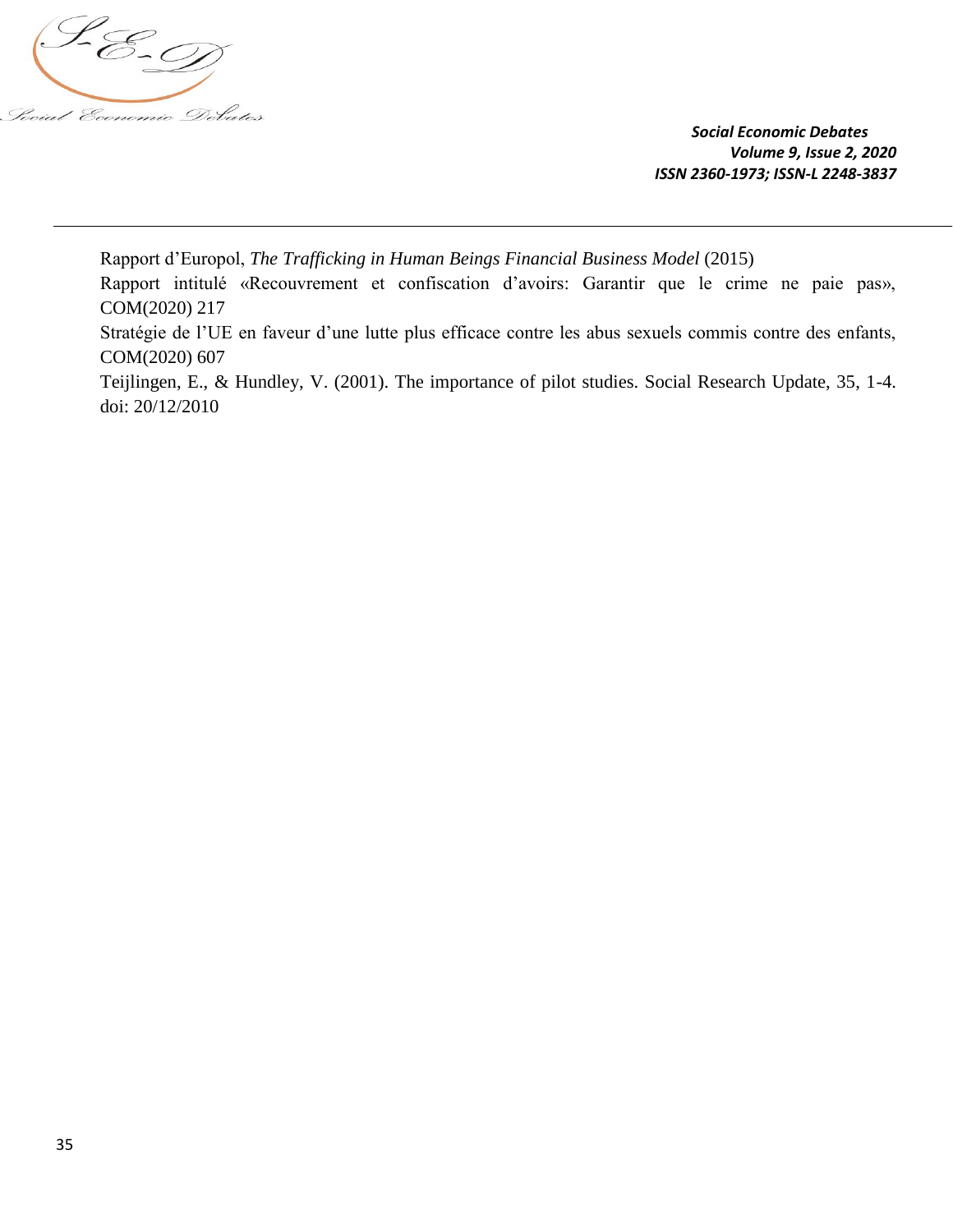Rapport d'Europol, *The Trafficking in Human Beings Financial Business Model* (2015)

Rapport intitulé «Recouvrement et confiscation d'avoirs: Garantir que le crime ne paie pas», COM(2020) 217

Stratégie de l'UE en faveur d'une lutte plus efficace contre les abus sexuels commis contre des enfants, COM(2020) 607

Teijlingen, E., & Hundley, V. (2001). The importance of pilot studies. Social Research Update, 35, 1-4. doi: 20/12/2010